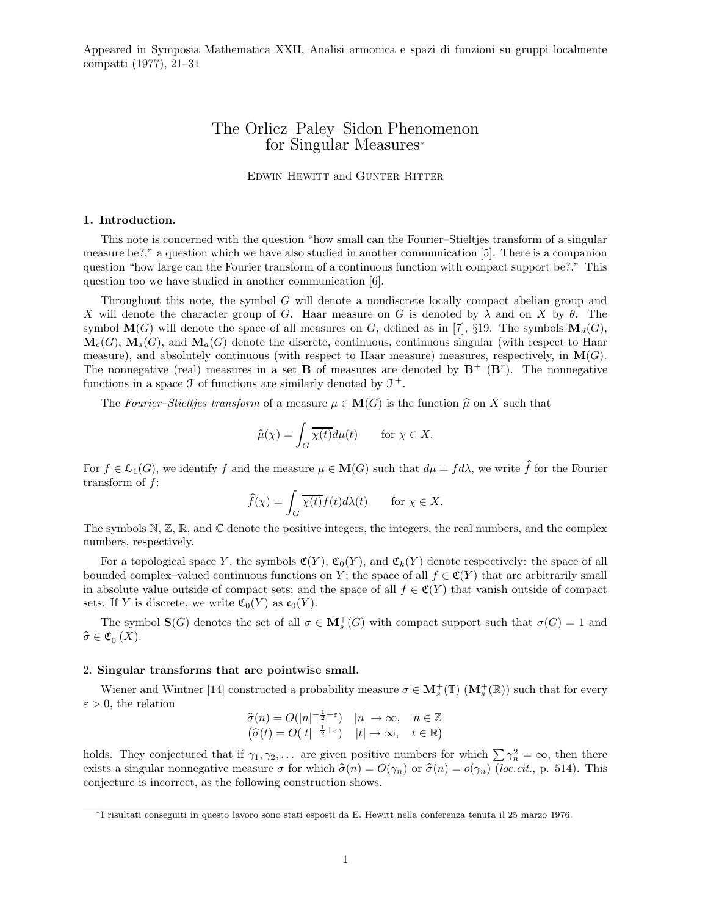Appeared in Symposia Mathematica XXII, Analisi armonica e spazi di funzioni su gruppi localmente compatti (1977), 21–31

# The Orlicz–Paley–Sidon Phenomenon for Singular Measures*

Edwin Hewitt and Gunter Ritter

## 1. Introduction.

This note is concerned with the question "how small can the Fourier–Stieltjes transform of a singular measure be?," a question which we have also studied in another communication [5]. There is a companion question "how large can the Fourier transform of a continuous function with compact support be?." This question too we have studied in another communication [6].

Throughout this note, the symbol $G$ will denote a nondiscrete locally compact abelian group and $X$ will denote the character group of $G$. Haar measure on $G$ is denoted by $\lambda$ and on $X$ by $\theta$. The symbol $\mathbf{M}(G)$ will denote the space of all measures on $G$, defined as in [7], §19. The symbols $\mathbf{M}_d(G)$, $\mathbf{M}_c(G)$, $\mathbf{M}_s(G)$, and $\mathbf{M}_a(G)$ denote the discrete, continuous, continuous singular (with respect to Haar measure), and absolutely continuous (with respect to Haar measure) measures, respectively, in $\mathbf{M}(G)$. The nonnegative (real) measures in a set $\mathbf{B}$ of measures are denoted by $\mathbf{B}^+$ ($\mathbf{B}^r$). The nonnegative functions in a space $\mathfrak{F}$ of functions are similarly denoted by $\mathfrak{F}^+$.

The *Fourier–Stieltjes transform* of a measure $\mu \in \mathbf{M}(G)$ is the function $\widehat{\mu}$ on $X$ such that

$$\widehat{\mu}(\chi) = \int_G \overline{\chi(t)} d\mu(t) \qquad \text{for } \chi \in X.$$

For $f \in \mathfrak{L}_1(G)$, we identify $f$ and the measure $\mu \in \mathbf{M}(G)$ such that $d\mu = f d\lambda$, we write $\widehat{f}$ for the Fourier transform of $f$:

$$\widehat{f}(\chi) = \int_G \overline{\chi(t)} f(t) d\lambda(t) \qquad \text{for } \chi \in X.$$

The symbols $\mathbb{N}$, $\mathbb{Z}$, $\mathbb{R}$, and $\mathbb{C}$ denote the positive integers, the integers, the real numbers, and the complex numbers, respectively.

For a topological space $Y$, the symbols $\mathfrak{C}(Y)$, $\mathfrak{C}_0(Y)$, and $\mathfrak{C}_k(Y)$ denote respectively: the space of all bounded complex–valued continuous functions on $Y$; the space of all $f \in \mathfrak{C}(Y)$ that are arbitrarily small in absolute value outside of compact sets; and the space of all $f \in \mathfrak{C}(Y)$ that vanish outside of compact sets. If $Y$ is discrete, we write $\mathfrak{C}_0(Y)$ as $\mathfrak{c}_0(Y)$.

The symbol $\mathbf{S}(G)$ denotes the set of all $\sigma \in \mathbf{M}_s^+(G)$ with compact support such that $\sigma(G) = 1$ and $\widehat{\sigma} \in \mathfrak{C}_0^+(X)$.

## 2. Singular transforms that are pointwise small.

Wiener and Wintner [14] constructed a probability measure $\sigma \in \mathbf{M}_s^+(\mathbb{T})$ ($\mathbf{M}_s^+(\mathbb{R})$) such that for every $\varepsilon > 0$, the relation

$$\begin{array}{ll} \widehat{\sigma}(n) = O(|n|^{-\frac{1}{2}+\varepsilon}) & |n| \to \infty, \quad n \in \mathbb{Z} \\ \big(\widehat{\sigma}(t) = O(|t|^{-\frac{1}{2}+\varepsilon}) & |t| \to \infty, \quad t \in \mathbb{R}\big) \end{array}$$

holds. They conjectured that if $\gamma_1, \gamma_2, \ldots$ are given positive numbers for which $\sum \gamma_n^2 = \infty$, then there exists a singular nonnegative measure $\sigma$ for which $\widehat{\sigma}(n) = O(\gamma_n)$ or $\widehat{\sigma}(n) = o(\gamma_n)$ (*loc.cit.*, p. 514). This conjecture is incorrect, as the following construction shows.

---

*I risultati conseguiti in questo lavoro sono stati esposti da E. Hewitt nella conferenza tenuta il 25 marzo 1976.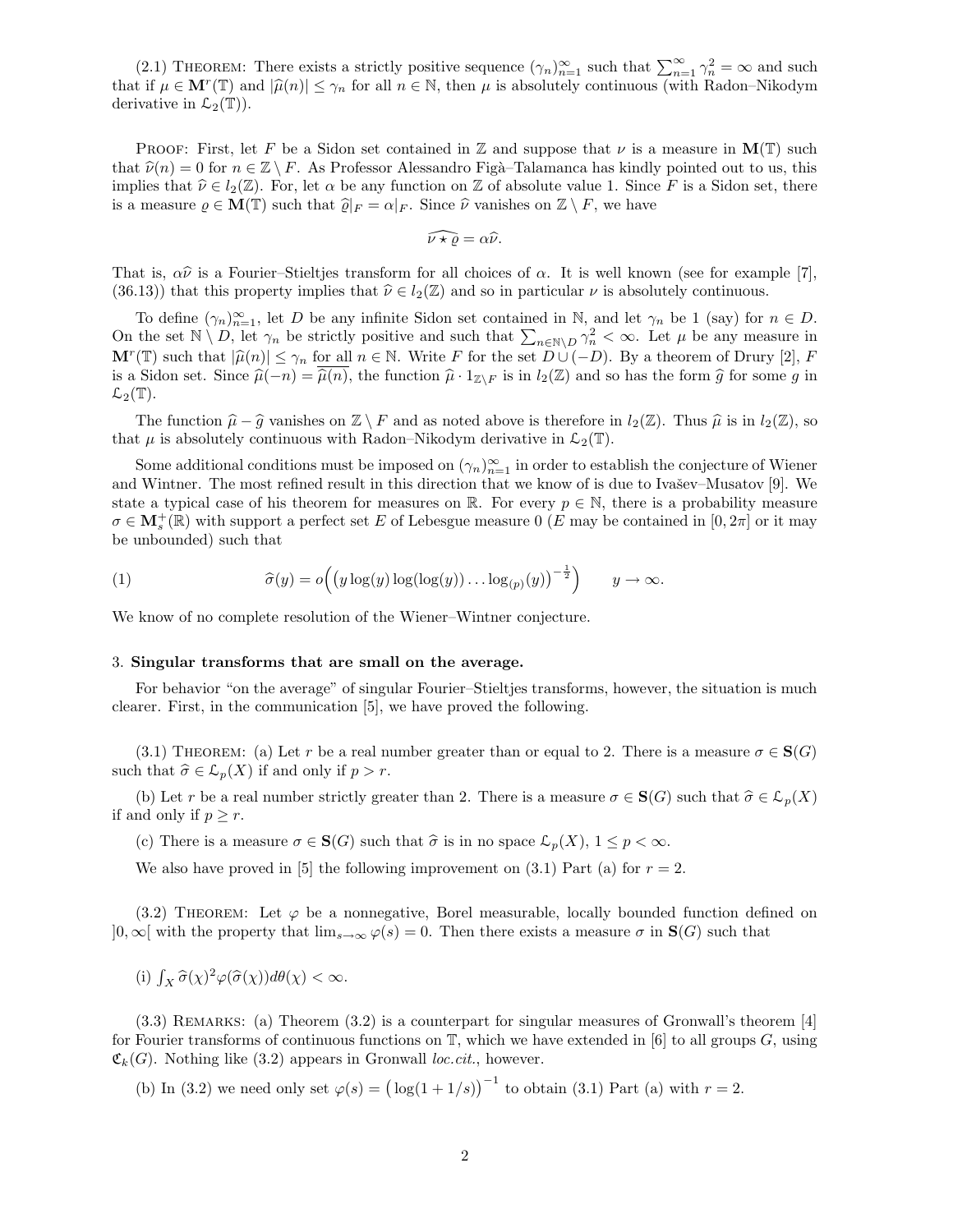(2.1) THEOREM: There exists a strictly positive sequence $(\gamma_n)_{n=1}^{\infty}$ such that $\sum_{n=1}^{\infty} \gamma_n^2 = \infty$ and such that if $\mu \in \mathbf{M}^r(\mathbb{T})$ and $|\widehat{\mu}(n)| \le \gamma_n$ for all $n \in \mathbb{N}$, then $\mu$ is absolutely continuous (with Radon–Nikodym derivative in $\mathcal{L}_2(\mathbb{T})$).

PROOF: First, let $F$ be a Sidon set contained in $\mathbb{Z}$ and suppose that $\nu$ is a measure in $\mathbf{M}(\mathbb{T})$ such that $\widehat{\nu}(n) = 0$ for $n \in \mathbb{Z} \setminus F$. As Professor Alessandro Figà–Talamanca has kindly pointed out to us, this implies that $\widehat{\nu} \in l_2(\mathbb{Z})$. For, let $\alpha$ be any function on $\mathbb{Z}$ of absolute value 1. Since $F$ is a Sidon set, there is a measure $\varrho \in \mathbf{M}(\mathbb{T})$ such that $\widehat{\varrho}|_F = \alpha|_F$. Since $\widehat{\nu}$ vanishes on $\mathbb{Z} \setminus F$, we have

$$\widehat{\nu \star \varrho} = \alpha \widehat{\nu}.$$

That is, $\alpha\widehat{\nu}$ is a Fourier–Stieltjes transform for all choices of $\alpha$. It is well known (see for example [7], (36.13)) that this property implies that $\widehat{\nu} \in l_2(\mathbb{Z})$ and so in particular $\nu$ is absolutely continuous.

To define $(\gamma_n)_{n=1}^{\infty}$, let $D$ be any infinite Sidon set contained in $\mathbb{N}$, and let $\gamma_n$ be 1 (say) for $n \in D$. On the set $\mathbb{N} \setminus D$, let $\gamma_n$ be strictly positive and such that $\sum_{n \in \mathbb{N}\setminus D} \gamma_n^2 < \infty$. Let $\mu$ be any measure in $\mathbf{M}^r(\mathbb{T})$ such that $|\widehat{\mu}(n)| \le \gamma_n$ for all $n \in \mathbb{N}$. Write $F$ for the set $D \cup (-D)$. By a theorem of Drury [2], $F$ is a Sidon set. Since $\widehat{\mu}(-n) = \overline{\widehat{\mu}(n)}$, the function $\widehat{\mu} \cdot 1_{\mathbb{Z}\setminus F}$ is in $l_2(\mathbb{Z})$ and so has the form $\widehat{g}$ for some $g$ in $\mathcal{L}_2(\mathbb{T})$.

The function $\widehat{\mu} - \widehat{g}$ vanishes on $\mathbb{Z} \setminus F$ and as noted above is therefore in $l_2(\mathbb{Z})$. Thus $\widehat{\mu}$ is in $l_2(\mathbb{Z})$, so that $\mu$ is absolutely continuous with Radon–Nikodym derivative in $\mathcal{L}_2(\mathbb{T})$.

Some additional conditions must be imposed on $(\gamma_n)_{n=1}^{\infty}$ in order to establish the conjecture of Wiener and Wintner. The most refined result in this direction that we know of is due to Ivašev–Musatov [9]. We state a typical case of his theorem for measures on $\mathbb{R}$. For every $p \in \mathbb{N}$, there is a probability measure $\sigma \in \mathbf{M}_s^+(\mathbb{R})$ with support a perfect set $E$ of Lebesgue measure 0 ($E$ may be contained in $[0, 2\pi]$ or it may be unbounded) such that

$$\widehat{\sigma}(y) = o\Big(\big(y \log(y) \log(\log(y)) \ldots \log_{(p)}(y)\big)^{-\frac{1}{2}}\Big) \qquad y \to \infty. \tag{1}$$

We know of no complete resolution of the Wiener–Wintner conjecture.

## 3. Singular transforms that are small on the average.

For behavior "on the average" of singular Fourier–Stieltjes transforms, however, the situation is much clearer. First, in the communication [5], we have proved the following.

(3.1) THEOREM: (a) Let $r$ be a real number greater than or equal to 2. There is a measure $\sigma \in \mathbf{S}(G)$ such that $\widehat{\sigma} \in \mathcal{L}_p(X)$ if and only if $p > r$.

(b) Let $r$ be a real number strictly greater than 2. There is a measure $\sigma \in \mathbf{S}(G)$ such that $\widehat{\sigma} \in \mathcal{L}_p(X)$ if and only if $p \ge r$.

(c) There is a measure $\sigma \in \mathbf{S}(G)$ such that $\widehat{\sigma}$ is in no space $\mathcal{L}_p(X)$, $1 \le p < \infty$.

We also have proved in [5] the following improvement on (3.1) Part (a) for $r = 2$.

(3.2) THEOREM: Let $\varphi$ be a nonnegative, Borel measurable, locally bounded function defined on $]0, \infty[$ with the property that $\lim_{s\to\infty} \varphi(s) = 0$. Then there exists a measure $\sigma$ in $\mathbf{S}(G)$ such that

(i) $\int_X \widehat{\sigma}(\chi)^2 \varphi(\widehat{\sigma}(\chi)) d\theta(\chi) < \infty$.

(3.3) REMARKS: (a) Theorem (3.2) is a counterpart for singular measures of Gronwall's theorem [4] for Fourier transforms of continuous functions on $\mathbb{T}$, which we have extended in [6] to all groups $G$, using $\mathfrak{C}_k(G)$. Nothing like (3.2) appears in Gronwall *loc.cit.*, however.

(b) In (3.2) we need only set $\varphi(s) = \big(\log(1 + 1/s)\big)^{-1}$ to obtain (3.1) Part (a) with $r = 2$.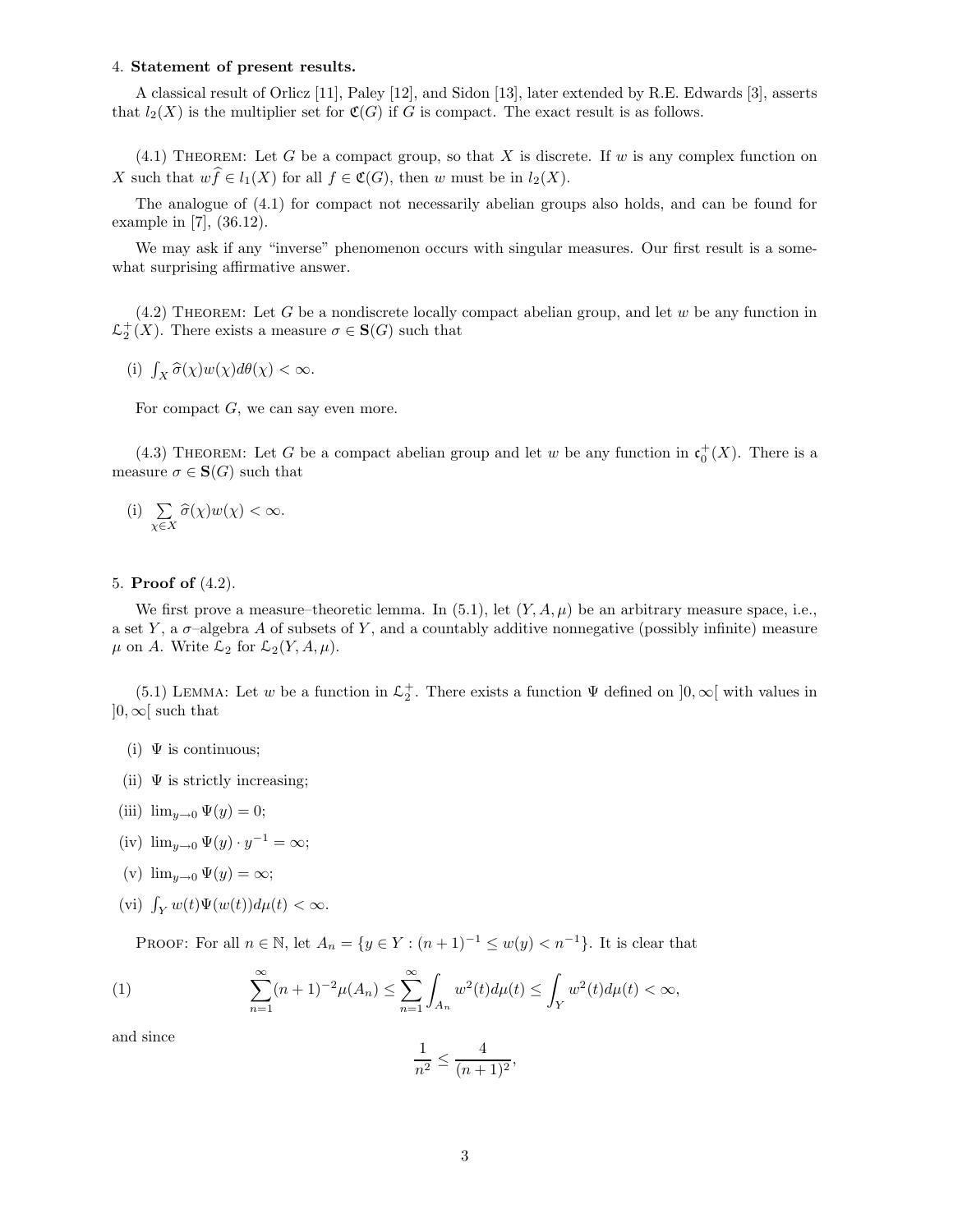4. **Statement of present results.**

A classical result of Orlicz [11], Paley [12], and Sidon [13], later extended by R.E. Edwards [3], asserts that $l_2(X)$ is the multiplier set for $\mathfrak{C}(G)$ if $G$ is compact. The exact result is as follows.

(4.1) Theorem: Let $G$ be a compact group, so that $X$ is discrete. If $w$ is any complex function on $X$ such that $w\widehat{f} \in l_1(X)$ for all $f \in \mathfrak{C}(G)$, then $w$ must be in $l_2(X)$.

The analogue of (4.1) for compact not necessarily abelian groups also holds, and can be found for example in [7], (36.12).

We may ask if any "inverse" phenomenon occurs with singular measures. Our first result is a somewhat surprising affirmative answer.

(4.2) Theorem: Let $G$ be a nondiscrete locally compact abelian group, and let $w$ be any function in $\mathcal{L}_2^+(X)$. There exists a measure $\sigma \in \mathbf{S}(G)$ such that

(i) $\int_X \widehat{\sigma}(\chi)w(\chi)d\theta(\chi) < \infty$.

For compact $G$, we can say even more.

(4.3) Theorem: Let $G$ be a compact abelian group and let $w$ be any function in $\mathfrak{c}_0^+(X)$. There is a measure $\sigma \in \mathbf{S}(G)$ such that

(i) $\sum_{\chi \in X} \widehat{\sigma}(\chi)w(\chi) < \infty$.

5. **Proof of** (4.2).

We first prove a measure–theoretic lemma. In (5.1), let $(Y, A, \mu)$ be an arbitrary measure space, i.e., a set $Y$, a $\sigma$–algebra $A$ of subsets of $Y$, and a countably additive nonnegative (possibly infinite) measure $\mu$ on $A$. Write $\mathcal{L}_2$ for $\mathcal{L}_2(Y, A, \mu)$.

(5.1) Lemma: Let $w$ be a function in $\mathcal{L}_2^+$. There exists a function $\Psi$ defined on $]0, \infty[$ with values in $]0, \infty[$ such that

(i) $\Psi$ is continuous;

(ii) $\Psi$ is strictly increasing;

(iii) $\lim_{y \to 0} \Psi(y) = 0$;

(iv) $\lim_{y \to 0} \Psi(y) \cdot y^{-1} = \infty$;

(v) $\lim_{y \to 0} \Psi(y) = \infty$;

(vi) $\int_Y w(t)\Psi(w(t))d\mu(t) < \infty$.

Proof: For all $n \in \mathbb{N}$, let $A_n = \{y \in Y : (n+1)^{-1} \leq w(y) < n^{-1}\}$. It is clear that

$$\sum_{n=1}^{\infty} (n+1)^{-2}\mu(A_n) \leq \sum_{n=1}^{\infty} \int_{A_n} w^2(t)d\mu(t) \leq \int_Y w^2(t)d\mu(t) < \infty, \tag{1}$$

and since

$$\frac{1}{n^2} \leq \frac{4}{(n+1)^2},$$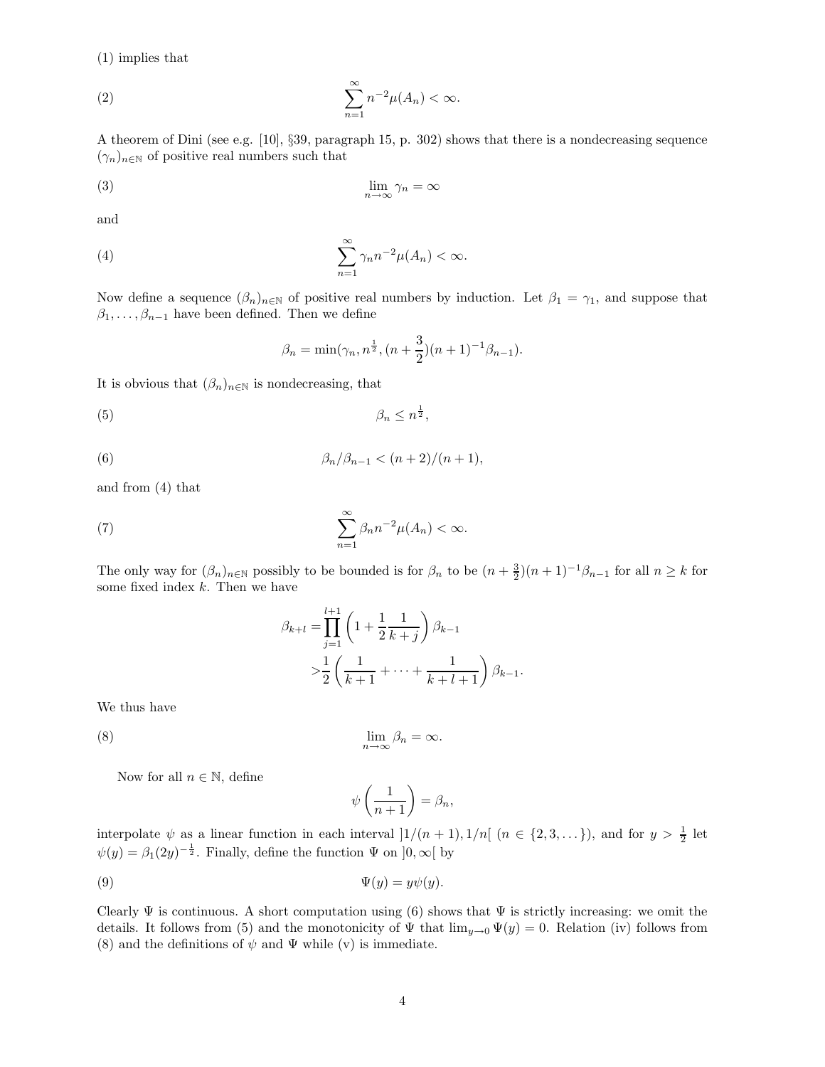(1) implies that

$$\sum_{n=1}^{\infty} n^{-2}\mu(A_n) < \infty. \tag{2}$$

A theorem of Dini (see e.g. [10], §39, paragraph 15, p. 302) shows that there is a nondecreasing sequence $(\gamma_n)_{n\in\mathbb{N}}$ of positive real numbers such that

$$\lim_{n\to\infty} \gamma_n = \infty \tag{3}$$

and

$$\sum_{n=1}^{\infty} \gamma_n n^{-2}\mu(A_n) < \infty. \tag{4}$$

Now define a sequence $(\beta_n)_{n\in\mathbb{N}}$ of positive real numbers by induction. Let $\beta_1 = \gamma_1$, and suppose that $\beta_1, \ldots, \beta_{n-1}$ have been defined. Then we define

$$\beta_n = \min(\gamma_n, n^{\frac{1}{2}}, (n+\frac{3}{2})(n+1)^{-1}\beta_{n-1}).$$

It is obvious that $(\beta_n)_{n\in\mathbb{N}}$ is nondecreasing, that

$$\beta_n \leq n^{\frac{1}{2}}, \tag{5}$$

$$\beta_n/\beta_{n-1} < (n+2)/(n+1), \tag{6}$$

and from (4) that

$$\sum_{n=1}^{\infty} \beta_n n^{-2}\mu(A_n) < \infty. \tag{7}$$

The only way for $(\beta_n)_{n\in\mathbb{N}}$ possibly to be bounded is for $\beta_n$ to be $(n+\frac{3}{2})(n+1)^{-1}\beta_{n-1}$ for all $n \geq k$ for some fixed index $k$. Then we have

$$\begin{aligned}
\beta_{k+l} =& \prod_{j=1}^{l+1}\left(1+\frac{1}{2}\frac{1}{k+j}\right)\beta_{k-1} \\
&> \frac{1}{2}\left(\frac{1}{k+1}+\cdots+\frac{1}{k+l+1}\right)\beta_{k-1}.
\end{aligned}$$

We thus have

$$\lim_{n\to\infty} \beta_n = \infty. \tag{8}$$

Now for all $n \in \mathbb{N}$, define

$$\psi\left(\frac{1}{n+1}\right) = \beta_n,$$

interpolate $\psi$ as a linear function in each interval $]1/(n+1), 1/n[$ $(n \in \{2,3,\ldots\})$, and for $y > \frac{1}{2}$ let $\psi(y) = \beta_1(2y)^{-\frac{1}{2}}$. Finally, define the function $\Psi$ on $]0,\infty[$ by

$$\Psi(y) = y\psi(y). \tag{9}$$

Clearly $\Psi$ is continuous. A short computation using (6) shows that $\Psi$ is strictly increasing: we omit the details. It follows from (5) and the monotonicity of $\Psi$ that $\lim_{y\to 0}\Psi(y) = 0$. Relation (iv) follows from (8) and the definitions of $\psi$ and $\Psi$ while (v) is immediate.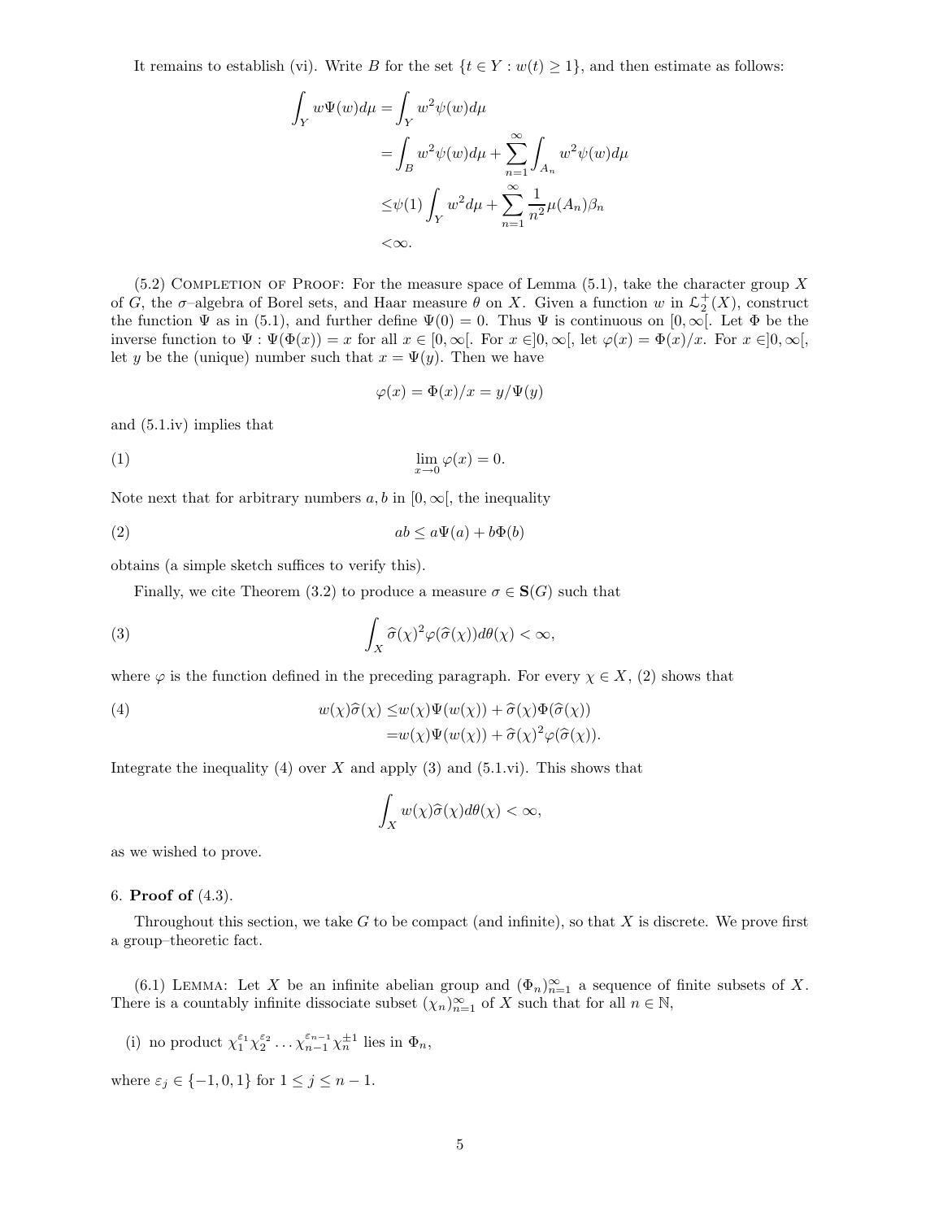It remains to establish (vi). Write $B$ for the set $\{t \in Y : w(t) \geq 1\}$, and then estimate as follows:

$$
\begin{aligned}
\int_Y w\Psi(w)d\mu &= \int_Y w^2\psi(w)d\mu \\
&= \int_B w^2\psi(w)d\mu + \sum_{n=1}^{\infty}\int_{A_n} w^2\psi(w)d\mu \\
&\leq \psi(1)\int_Y w^2 d\mu + \sum_{n=1}^{\infty}\frac{1}{n^2}\mu(A_n)\beta_n \\
&< \infty.
\end{aligned}
$$

(5.2) Completion of Proof: For the measure space of Lemma (5.1), take the character group $X$ of $G$, the $\sigma$–algebra of Borel sets, and Haar measure $\theta$ on $X$. Given a function $w$ in $\mathfrak{L}_2^+(X)$, construct the function $\Psi$ as in (5.1), and further define $\Psi(0) = 0$. Thus $\Psi$ is continuous on $[0, \infty[$. Let $\Phi$ be the inverse function to $\Psi$ : $\Psi(\Phi(x)) = x$ for all $x \in [0, \infty[$. For $x \in ]0, \infty[$, let $\varphi(x) = \Phi(x)/x$. For $x \in ]0, \infty[$, let $y$ be the (unique) number such that $x = \Psi(y)$. Then we have

$$\varphi(x) = \Phi(x)/x = y/\Psi(y)$$

and (5.1.iv) implies that

$$\lim_{x \to 0} \varphi(x) = 0. \tag{1}$$

Note next that for arbitrary numbers $a, b$ in $[0, \infty[$, the inequality

$$ab \leq a\Psi(a) + b\Phi(b) \tag{2}$$

obtains (a simple sketch suffices to verify this).

Finally, we cite Theorem (3.2) to produce a measure $\sigma \in \mathbf{S}(G)$ such that

$$\int_X \widehat{\sigma}(\chi)^2\varphi(\widehat{\sigma}(\chi))d\theta(\chi) < \infty, \tag{3}$$

where $\varphi$ is the function defined in the preceding paragraph. For every $\chi \in X$, (2) shows that

$$
\begin{aligned}
w(\chi)\widehat{\sigma}(\chi) &\leq w(\chi)\Psi(w(\chi)) + \widehat{\sigma}(\chi)\Phi(\widehat{\sigma}(\chi)) \\
&= w(\chi)\Psi(w(\chi)) + \widehat{\sigma}(\chi)^2\varphi(\widehat{\sigma}(\chi)).
\end{aligned} \tag{4}
$$

Integrate the inequality (4) over $X$ and apply (3) and (5.1.vi). This shows that

$$\int_X w(\chi)\widehat{\sigma}(\chi)d\theta(\chi) < \infty,$$

as we wished to prove.

## 6. **Proof of** (4.3).

Throughout this section, we take $G$ to be compact (and infinite), so that $X$ is discrete. We prove first a group–theoretic fact.

(6.1) Lemma: Let $X$ be an infinite abelian group and $(\Phi_n)_{n=1}^{\infty}$ a sequence of finite subsets of $X$. There is a countably infinite dissociate subset $(\chi_n)_{n=1}^{\infty}$ of $X$ such that for all $n \in \mathbb{N}$,

(i) no product $\chi_1^{\varepsilon_1}\chi_2^{\varepsilon_2}\ldots\chi_{n-1}^{\varepsilon_{n-1}}\chi_n^{\pm 1}$ lies in $\Phi_n$,

where $\varepsilon_j \in \{-1, 0, 1\}$ for $1 \leq j \leq n-1$.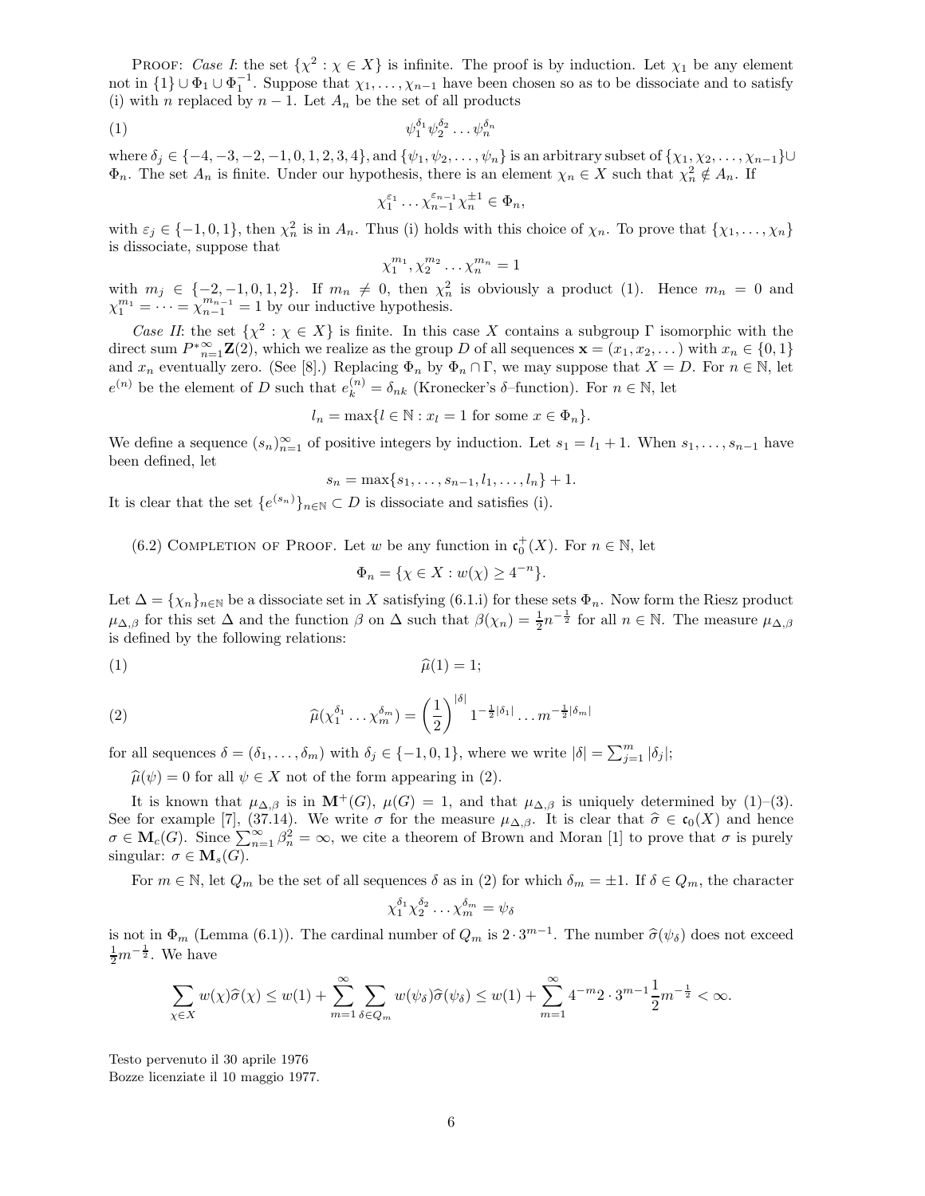PROOF: *Case I*: the set $\{\chi^2 : \chi \in X\}$ is infinite. The proof is by induction. Let $\chi_1$ be any element not in $\{1\} \cup \Phi_1 \cup \Phi_1^{-1}$. Suppose that $\chi_1, \ldots, \chi_{n-1}$ have been chosen so as to be dissociate and to satisfy (i) with $n$ replaced by $n-1$. Let $A_n$ be the set of all products

$$\psi_1^{\delta_1} \psi_2^{\delta_2} \ldots \psi_n^{\delta_n} \tag{1}$$

where $\delta_j \in \{-4,-3,-2,-1,0,1,2,3,4\}$, and $\{\psi_1, \psi_2, \ldots, \psi_n\}$ is an arbitrary subset of $\{\chi_1, \chi_2, \ldots, \chi_{n-1}\} \cup \Phi_n$. The set $A_n$ is finite. Under our hypothesis, there is an element $\chi_n \in X$ such that $\chi_n^2 \notin A_n$. If

$$\chi_1^{\varepsilon_1} \ldots \chi_{n-1}^{\varepsilon_{n-1}} \chi_n^{\pm 1} \in \Phi_n,$$

with $\varepsilon_j \in \{-1, 0, 1\}$, then $\chi_n^2$ is in $A_n$. Thus (i) holds with this choice of $\chi_n$. To prove that $\{\chi_1, \ldots, \chi_n\}$ is dissociate, suppose that

$$\chi_1^{m_1}, \chi_2^{m_2} \ldots \chi_n^{m_n} = 1$$

with $m_j \in \{-2,-1,0,1,2\}$. If $m_n \neq 0$, then $\chi_n^2$ is obviously a product (1). Hence $m_n = 0$ and $\chi_1^{m_1} = \cdots = \chi_{n-1}^{m_{n-1}} = 1$ by our inductive hypothesis.

*Case II*: the set $\{\chi^2 : \chi \in X\}$ is finite. In this case $X$ contains a subgroup $\Gamma$ isomorphic with the direct sum $P^{*\infty}_{n=1}\mathbf{Z}(2)$, which we realize as the group $D$ of all sequences $\mathbf{x} = (x_1, x_2, \ldots)$ with $x_n \in \{0, 1\}$ and $x_n$ eventually zero. (See [8].) Replacing $\Phi_n$ by $\Phi_n \cap \Gamma$, we may suppose that $X = D$. For $n \in \mathbb{N}$, let $e^{(n)}$ be the element of $D$ such that $e_k^{(n)} = \delta_{nk}$ (Kronecker's $\delta$–function). For $n \in \mathbb{N}$, let

$$l_n = \max\{l \in \mathbb{N} : x_l = 1 \text{ for some } x \in \Phi_n\}.$$

We define a sequence $(s_n)_{n=1}^{\infty}$ of positive integers by induction. Let $s_1 = l_1 + 1$. When $s_1, \ldots, s_{n-1}$ have been defined, let

$$s_n = \max\{s_1, \ldots, s_{n-1}, l_1, \ldots, l_n\} + 1.$$

It is clear that the set $\{e^{(s_n)}\}_{n \in \mathbb{N}} \subset D$ is dissociate and satisfies (i).

(6.2) COMPLETION OF PROOF. Let $w$ be any function in $\mathfrak{c}_0^+(X)$. For $n \in \mathbb{N}$, let

$$\Phi_n = \{\chi \in X : w(\chi) \geq 4^{-n}\}.$$

Let $\Delta = \{\chi_n\}_{n \in \mathbb{N}}$ be a dissociate set in $X$ satisfying (6.1.i) for these sets $\Phi_n$. Now form the Riesz product $\mu_{\Delta,\beta}$ for this set $\Delta$ and the function $\beta$ on $\Delta$ such that $\beta(\chi_n) = \frac{1}{2}n^{-\frac{1}{2}}$ for all $n \in \mathbb{N}$. The measure $\mu_{\Delta,\beta}$ is defined by the following relations:

$$\widehat{\mu}(1) = 1; \tag{1}$$

$$\widehat{\mu}(\chi_1^{\delta_1} \ldots \chi_m^{\delta_m}) = \left(\frac{1}{2}\right)^{|\delta|} 1^{-\frac{1}{2}|\delta_1|} \ldots m^{-\frac{1}{2}|\delta_m|} \tag{2}$$

for all sequences $\delta = (\delta_1, \ldots, \delta_m)$ with $\delta_j \in \{-1, 0, 1\}$, where we write $|\delta| = \sum_{j=1}^{m} |\delta_j|$;

$\widehat{\mu}(\psi) = 0$ for all $\psi \in X$ not of the form appearing in (2).

It is known that $\mu_{\Delta,\beta}$ is in $\mathbf{M}^+(G)$, $\mu(G) = 1$, and that $\mu_{\Delta,\beta}$ is uniquely determined by (1)–(3). See for example [7], (37.14). We write $\sigma$ for the measure $\mu_{\Delta,\beta}$. It is clear that $\widehat{\sigma} \in \mathfrak{c}_0(X)$ and hence $\sigma \in \mathbf{M}_c(G)$. Since $\sum_{n=1}^{\infty} \beta_n^2 = \infty$, we cite a theorem of Brown and Moran [1] to prove that $\sigma$ is purely singular: $\sigma \in \mathbf{M}_s(G)$.

For $m \in \mathbb{N}$, let $Q_m$ be the set of all sequences $\delta$ as in (2) for which $\delta_m = \pm 1$. If $\delta \in Q_m$, the character

$$\chi_1^{\delta_1} \chi_2^{\delta_2} \ldots \chi_m^{\delta_m} = \psi_\delta$$

is not in $\Phi_m$ (Lemma (6.1)). The cardinal number of $Q_m$ is $2 \cdot 3^{m-1}$. The number $\widehat{\sigma}(\psi_\delta)$ does not exceed $\frac{1}{2}m^{-\frac{1}{2}}$. We have

$$\sum_{\chi \in X} w(\chi)\widehat{\sigma}(\chi) \leq w(1) + \sum_{m=1}^{\infty} \sum_{\delta \in Q_m} w(\psi_\delta)\widehat{\sigma}(\psi_\delta) \leq w(1) + \sum_{m=1}^{\infty} 4^{-m} 2 \cdot 3^{m-1} \frac{1}{2} m^{-\frac{1}{2}} < \infty.$$

Testo pervenuto il 30 aprile 1976
Bozze licenziate il 10 maggio 1977.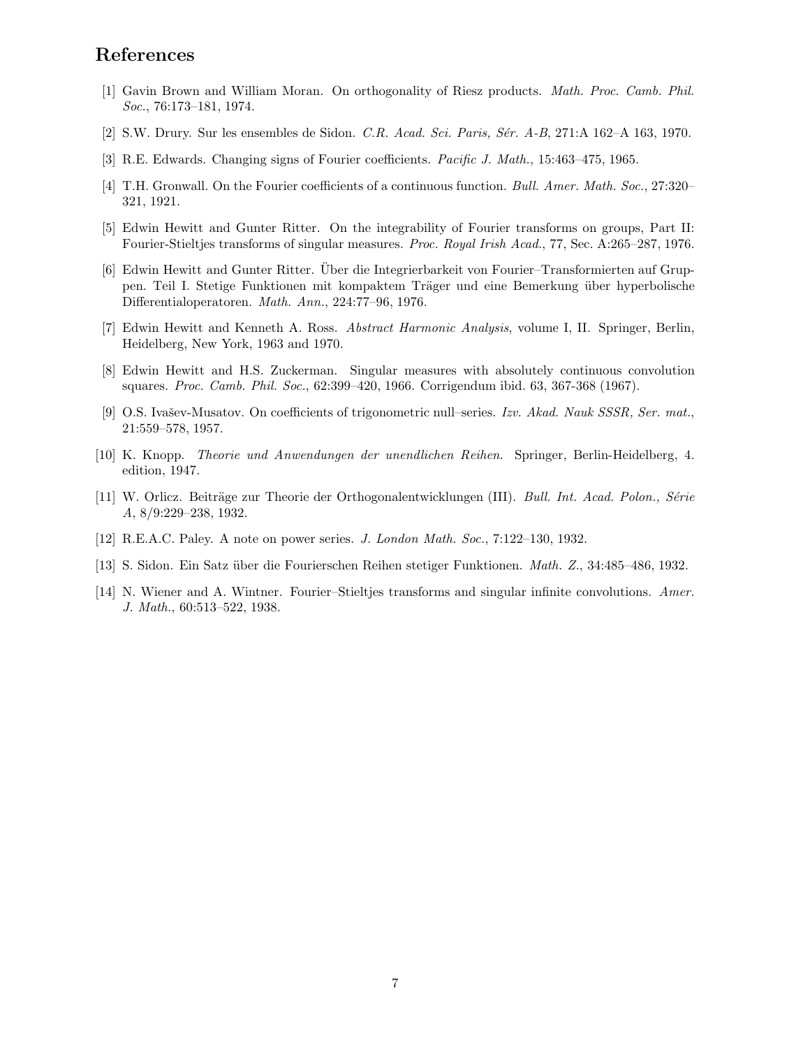## References

[1] Gavin Brown and William Moran. On orthogonality of Riesz products. *Math. Proc. Camb. Phil. Soc.*, 76:173–181, 1974.

[2] S.W. Drury. Sur les ensembles de Sidon. *C.R. Acad. Sci. Paris, Sér. A-B*, 271:A 162–A 163, 1970.

[3] R.E. Edwards. Changing signs of Fourier coefficients. *Pacific J. Math.*, 15:463–475, 1965.

[4] T.H. Gronwall. On the Fourier coefficients of a continuous function. *Bull. Amer. Math. Soc.*, 27:320–321, 1921.

[5] Edwin Hewitt and Gunter Ritter. On the integrability of Fourier transforms on groups, Part II: Fourier-Stieltjes transforms of singular measures. *Proc. Royal Irish Acad.*, 77, Sec. A:265–287, 1976.

[6] Edwin Hewitt and Gunter Ritter. Über die Integrierbarkeit von Fourier–Transformierten auf Gruppen. Teil I. Stetige Funktionen mit kompaktem Träger und eine Bemerkung über hyperbolische Differentialoperatoren. *Math. Ann.*, 224:77–96, 1976.

[7] Edwin Hewitt and Kenneth A. Ross. *Abstract Harmonic Analysis*, volume I, II. Springer, Berlin, Heidelberg, New York, 1963 and 1970.

[8] Edwin Hewitt and H.S. Zuckerman. Singular measures with absolutely continuous convolution squares. *Proc. Camb. Phil. Soc.*, 62:399–420, 1966. Corrigendum ibid. 63, 367-368 (1967).

[9] O.S. Ivašev-Musatov. On coefficients of trigonometric null–series. *Izv. Akad. Nauk SSSR, Ser. mat.*, 21:559–578, 1957.

[10] K. Knopp. *Theorie und Anwendungen der unendlichen Reihen*. Springer, Berlin-Heidelberg, 4. edition, 1947.

[11] W. Orlicz. Beiträge zur Theorie der Orthogonalentwicklungen (III). *Bull. Int. Acad. Polon., Série A*, 8/9:229–238, 1932.

[12] R.E.A.C. Paley. A note on power series. *J. London Math. Soc.*, 7:122–130, 1932.

[13] S. Sidon. Ein Satz über die Fourierschen Reihen stetiger Funktionen. *Math. Z.*, 34:485–486, 1932.

[14] N. Wiener and A. Wintner. Fourier–Stieltjes transforms and singular infinite convolutions. *Amer. J. Math.*, 60:513–522, 1938.